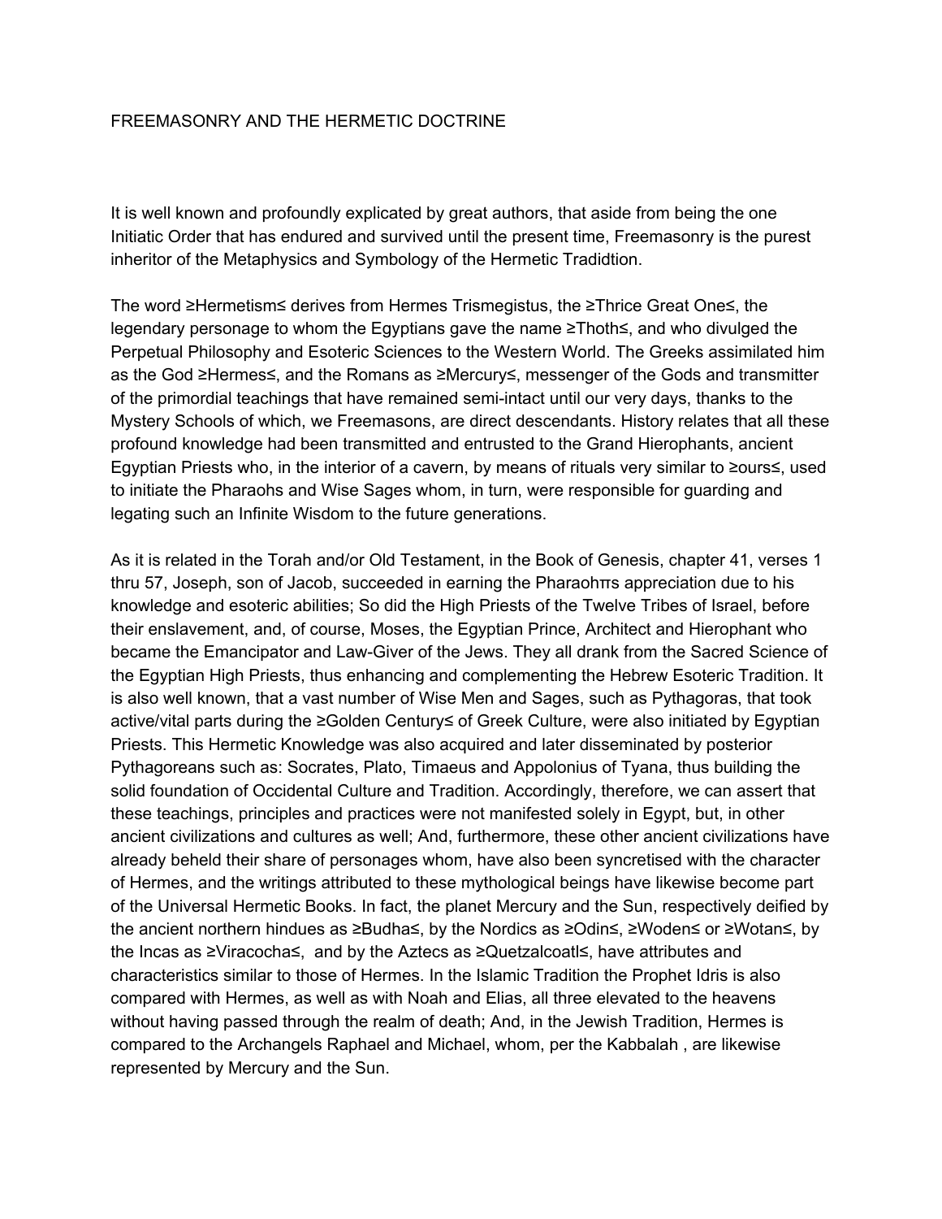# FREEMASONRY AND THE HERMETIC DOCTRINE

It is well known and profoundly explicated by great authors, that aside from being the one Initiatic Order that has endured and survived until the present time, Freemasonry is the purest inheritor of the Metaphysics and Symbology of the Hermetic Tradidtion.

The word ≥Hermetism≤ derives from Hermes Trismegistus, the ≥Thrice Great One≤, the legendary personage to whom the Egyptians gave the name ≥Thoth≤, and who divulged the Perpetual Philosophy and Esoteric Sciences to the Western World. The Greeks assimilated him as the God ≥Hermes≤, and the Romans as ≥Mercury≤, messenger of the Gods and transmitter of the primordial teachings that have remained semi-intact until our very days, thanks to the Mystery Schools of which, we Freemasons, are direct descendants. History relates that all these profound knowledge had been transmitted and entrusted to the Grand Hierophants, ancient Egyptian Priests who, in the interior of a cavern, by means of rituals very similar to ≥ours≤, used to initiate the Pharaohs and Wise Sages whom, in turn, were responsible for guarding and legating such an Infinite Wisdom to the future generations.

As it is related in the Torah and/or Old Testament, in the Book of Genesis, chapter 41, verses 1 thru 57, Joseph, son of Jacob, succeeded in earning the Pharaohπs appreciation due to his knowledge and esoteric abilities; So did the High Priests of the Twelve Tribes of Israel, before their enslavement, and, of course, Moses, the Egyptian Prince, Architect and Hierophant who became the Emancipator and Law-Giver of the Jews. They all drank from the Sacred Science of the Egyptian High Priests, thus enhancing and complementing the Hebrew Esoteric Tradition. It is also well known, that a vast number of Wise Men and Sages, such as Pythagoras, that took active/vital parts during the ≥Golden Century≤ of Greek Culture, were also initiated by Egyptian Priests. This Hermetic Knowledge was also acquired and later disseminated by posterior Pythagoreans such as: Socrates, Plato, Timaeus and Appolonius of Tyana, thus building the solid foundation of Occidental Culture and Tradition. Accordingly, therefore, we can assert that these teachings, principles and practices were not manifested solely in Egypt, but, in other ancient civilizations and cultures as well; And, furthermore, these other ancient civilizations have already beheld their share of personages whom, have also been syncretised with the character of Hermes, and the writings attributed to these mythological beings have likewise become part of the Universal Hermetic Books. In fact, the planet Mercury and the Sun, respectively deified by the ancient northern hindues as ≥Budha≤, by the Nordics as ≥Odin≤, ≥Woden≤ or ≥Wotan≤, by the Incas as ≥Viracocha≤, and by the Aztecs as ≥Quetzalcoatl≤, have attributes and characteristics similar to those of Hermes. In the Islamic Tradition the Prophet Idris is also compared with Hermes, as well as with Noah and Elias, all three elevated to the heavens without having passed through the realm of death; And, in the Jewish Tradition, Hermes is compared to the Archangels Raphael and Michael, whom, per the Kabbalah , are likewise represented by Mercury and the Sun.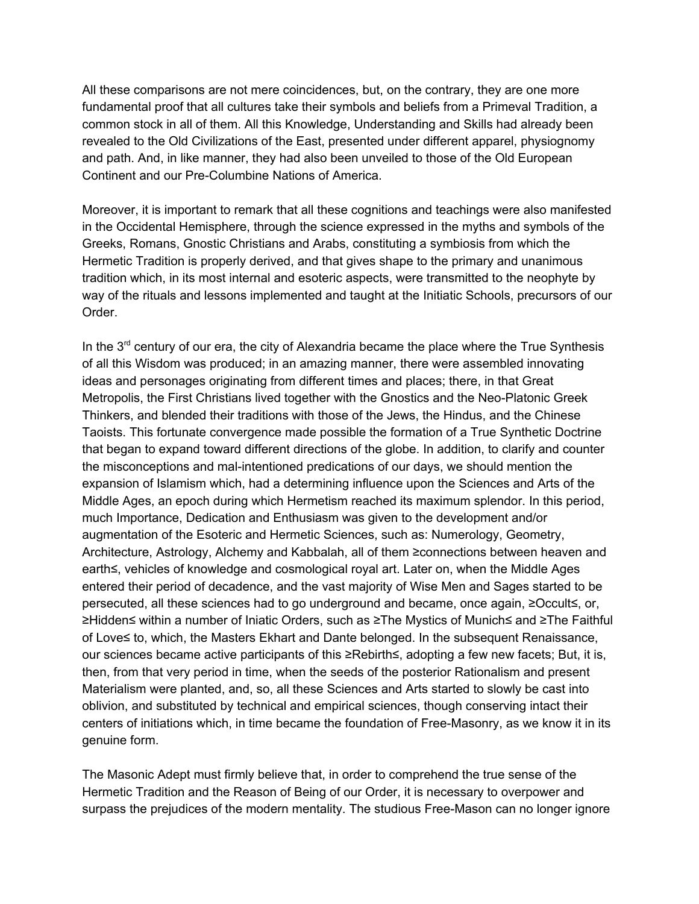All these comparisons are not mere coincidences, but, on the contrary, they are one more fundamental proof that all cultures take their symbols and beliefs from a Primeval Tradition, a common stock in all of them. All this Knowledge, Understanding and Skills had already been revealed to the Old Civilizations of the East, presented under different apparel, physiognomy and path. And, in like manner, they had also been unveiled to those of the Old European Continent and our Pre-Columbine Nations of America.

Moreover, it is important to remark that all these cognitions and teachings were also manifested in the Occidental Hemisphere, through the science expressed in the myths and symbols of the Greeks, Romans, Gnostic Christians and Arabs, constituting a symbiosis from which the Hermetic Tradition is properly derived, and that gives shape to the primary and unanimous tradition which, in its most internal and esoteric aspects, were transmitted to the neophyte by way of the rituals and lessons implemented and taught at the Initiatic Schools, precursors of our Order.

In the 3rd century of our era, the city of Alexandria became the place where the True Synthesis of all this Wisdom was produced; in an amazing manner, there were assembled innovating ideas and personages originating from different times and places; there, in that Great Metropolis, the First Christians lived together with the Gnostics and the Neo-Platonic Greek Thinkers, and blended their traditions with those of the Jews, the Hindus, and the Chinese Taoists. This fortunate convergence made possible the formation of a True Synthetic Doctrine that began to expand toward different directions of the globe. In addition, to clarify and counter the misconceptions and mal-intentioned predications of our days, we should mention the expansion of Islamism which, had a determining influence upon the Sciences and Arts of the Middle Ages, an epoch during which Hermetism reached its maximum splendor. In this period, much Importance, Dedication and Enthusiasm was given to the development and/or augmentation of the Esoteric and Hermetic Sciences, such as: Numerology, Geometry, Architecture, Astrology, Alchemy and Kabbalah, all of them ≥connections between heaven and earth≤, vehicles of knowledge and cosmological royal art. Later on, when the Middle Ages entered their period of decadence, and the vast majority of Wise Men and Sages started to be persecuted, all these sciences had to go underground and became, once again, ≥Occult≤, or, ≥Hidden≤ within a number of Iniatic Orders, such as ≥The Mystics of Munich≤ and ≥The Faithful of Love≤ to, which, the Masters Ekhart and Dante belonged. In the subsequent Renaissance, our sciences became active participants of this ≥Rebirth≤, adopting a few new facets; But, it is, then, from that very period in time, when the seeds of the posterior Rationalism and present Materialism were planted, and, so, all these Sciences and Arts started to slowly be cast into oblivion, and substituted by technical and empirical sciences, though conserving intact their centers of initiations which, in time became the foundation of Free-Masonry, as we know it in its genuine form.

The Masonic Adept must firmly believe that, in order to comprehend the true sense of the Hermetic Tradition and the Reason of Being of our Order, it is necessary to overpower and surpass the prejudices of the modern mentality. The studious Free-Mason can no longer ignore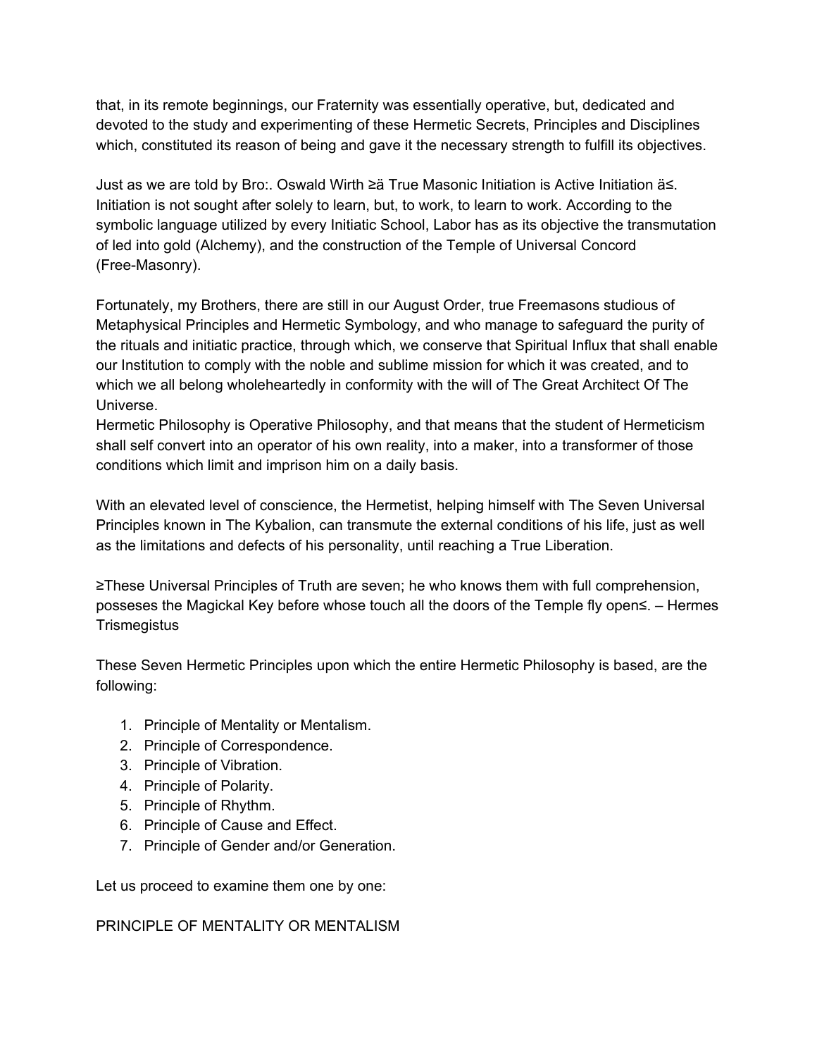that, in its remote beginnings, our Fraternity was essentially operative, but, dedicated and devoted to the study and experimenting of these Hermetic Secrets, Principles and Disciplines which, constituted its reason of being and gave it the necessary strength to fulfill its objectives.

Just as we are told by Bro:. Oswald Wirth ≥ä True Masonic Initiation is Active Initiation ä≤. Initiation is not sought after solely to learn, but, to work, to learn to work. According to the symbolic language utilized by every Initiatic School, Labor has as its objective the transmutation of led into gold (Alchemy), and the construction of the Temple of Universal Concord (Free-Masonry).

Fortunately, my Brothers, there are still in our August Order, true Freemasons studious of Metaphysical Principles and Hermetic Symbology, and who manage to safeguard the purity of the rituals and initiatic practice, through which, we conserve that Spiritual Influx that shall enable our Institution to comply with the noble and sublime mission for which it was created, and to which we all belong wholeheartedly in conformity with the will of The Great Architect Of The Universe.
Hermetic Philosophy is Operative Philosophy, and that means that the student of Hermeticism shall self convert into an operator of his own reality, into a maker, into a transformer of those conditions which limit and imprison him on a daily basis.

With an elevated level of conscience, the Hermetist, helping himself with The Seven Universal Principles known in The Kybalion, can transmute the external conditions of his life, just as well as the limitations and defects of his personality, until reaching a True Liberation.

≥These Universal Principles of Truth are seven; he who knows them with full comprehension, posseses the Magickal Key before whose touch all the doors of the Temple fly open≤. – Hermes Trismegistus

These Seven Hermetic Principles upon which the entire Hermetic Philosophy is based, are the following:

1. Principle of Mentality or Mentalism.
2. Principle of Correspondence.
3. Principle of Vibration.
4. Principle of Polarity.
5. Principle of Rhythm.
6. Principle of Cause and Effect.
7. Principle of Gender and/or Generation.

Let us proceed to examine them one by one:

PRINCIPLE OF MENTALITY OR MENTALISM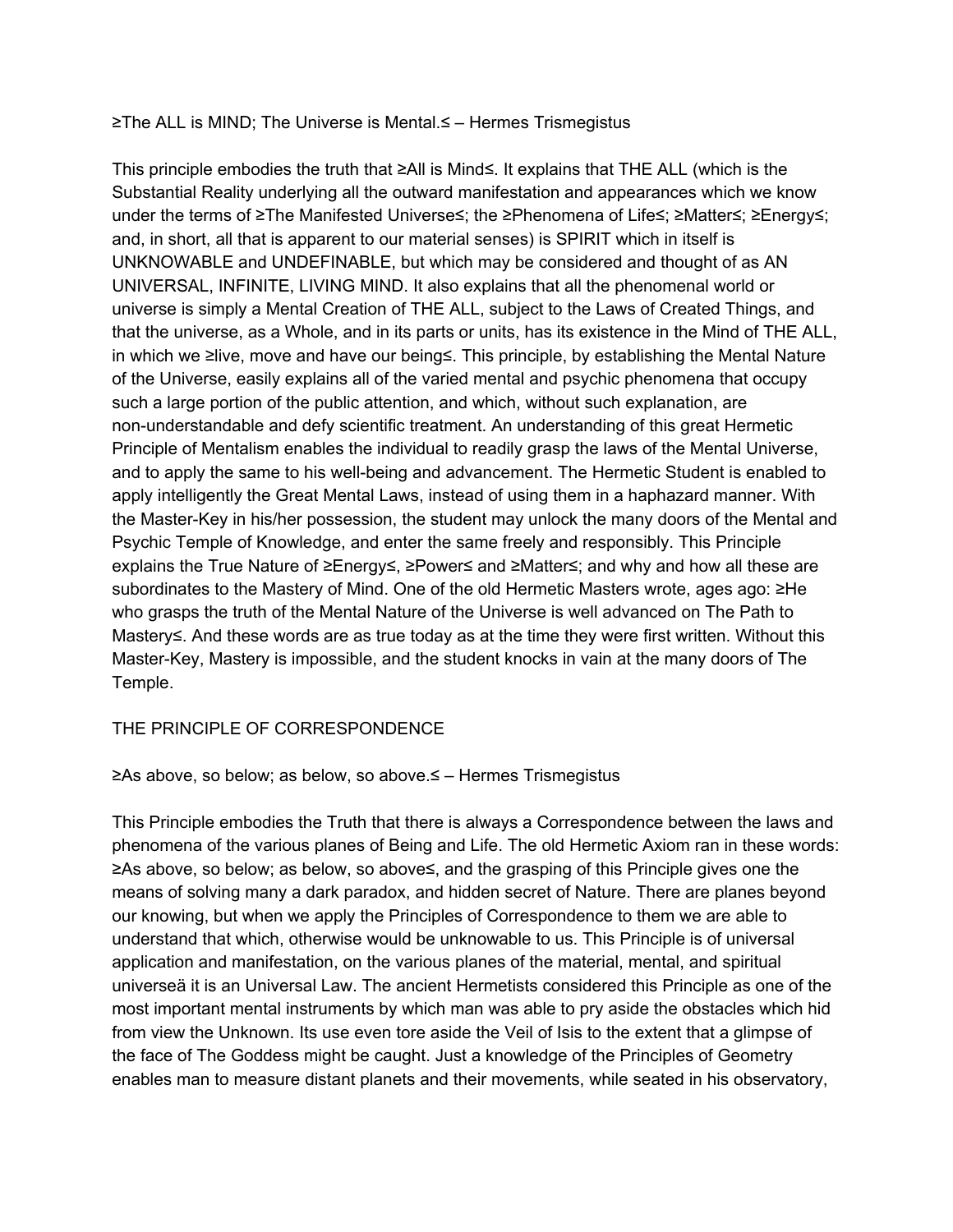≥The ALL is MIND; The Universe is Mental.≤ – Hermes Trismegistus

This principle embodies the truth that ≥All is Mind≤. It explains that THE ALL (which is the Substantial Reality underlying all the outward manifestation and appearances which we know under the terms of ≥The Manifested Universe≤; the ≥Phenomena of Life≤; ≥Matter≤; ≥Energy≤; and, in short, all that is apparent to our material senses) is SPIRIT which in itself is UNKNOWABLE and UNDEFINABLE, but which may be considered and thought of as AN UNIVERSAL, INFINITE, LIVING MIND. It also explains that all the phenomenal world or universe is simply a Mental Creation of THE ALL, subject to the Laws of Created Things, and that the universe, as a Whole, and in its parts or units, has its existence in the Mind of THE ALL, in which we ≥live, move and have our being≤. This principle, by establishing the Mental Nature of the Universe, easily explains all of the varied mental and psychic phenomena that occupy such a large portion of the public attention, and which, without such explanation, are non-understandable and defy scientific treatment. An understanding of this great Hermetic Principle of Mentalism enables the individual to readily grasp the laws of the Mental Universe, and to apply the same to his well-being and advancement. The Hermetic Student is enabled to apply intelligently the Great Mental Laws, instead of using them in a haphazard manner. With the Master-Key in his/her possession, the student may unlock the many doors of the Mental and Psychic Temple of Knowledge, and enter the same freely and responsibly. This Principle explains the True Nature of ≥Energy≤, ≥Power≤ and ≥Matter≤; and why and how all these are subordinates to the Mastery of Mind. One of the old Hermetic Masters wrote, ages ago: ≥He who grasps the truth of the Mental Nature of the Universe is well advanced on The Path to Mastery≤. And these words are as true today as at the time they were first written. Without this Master-Key, Mastery is impossible, and the student knocks in vain at the many doors of The Temple.

## THE PRINCIPLE OF CORRESPONDENCE

≥As above, so below; as below, so above.≤ – Hermes Trismegistus

This Principle embodies the Truth that there is always a Correspondence between the laws and phenomena of the various planes of Being and Life. The old Hermetic Axiom ran in these words: ≥As above, so below; as below, so above≤, and the grasping of this Principle gives one the means of solving many a dark paradox, and hidden secret of Nature. There are planes beyond our knowing, but when we apply the Principles of Correspondence to them we are able to understand that which, otherwise would be unknowable to us. This Principle is of universal application and manifestation, on the various planes of the material, mental, and spiritual universeä it is an Universal Law. The ancient Hermetists considered this Principle as one of the most important mental instruments by which man was able to pry aside the obstacles which hid from view the Unknown. Its use even tore aside the Veil of Isis to the extent that a glimpse of the face of The Goddess might be caught. Just a knowledge of the Principles of Geometry enables man to measure distant planets and their movements, while seated in his observatory,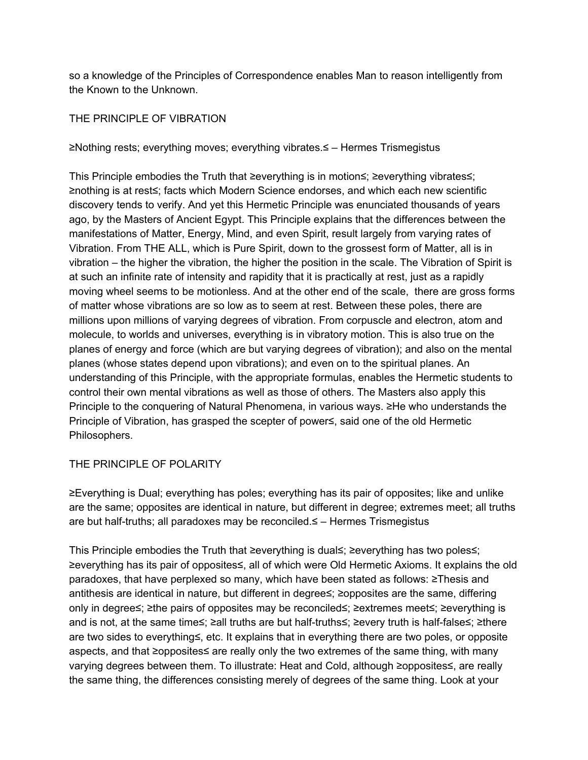so a knowledge of the Principles of Correspondence enables Man to reason intelligently from the Known to the Unknown.

## THE PRINCIPLE OF VIBRATION

≥Nothing rests; everything moves; everything vibrates.≤ – Hermes Trismegistus

This Principle embodies the Truth that ≥everything is in motion≤; ≥everything vibrates≤; ≥nothing is at rest≤; facts which Modern Science endorses, and which each new scientific discovery tends to verify. And yet this Hermetic Principle was enunciated thousands of years ago, by the Masters of Ancient Egypt. This Principle explains that the differences between the manifestations of Matter, Energy, Mind, and even Spirit, result largely from varying rates of Vibration. From THE ALL, which is Pure Spirit, down to the grossest form of Matter, all is in vibration – the higher the vibration, the higher the position in the scale. The Vibration of Spirit is at such an infinite rate of intensity and rapidity that it is practically at rest, just as a rapidly moving wheel seems to be motionless. And at the other end of the scale, there are gross forms of matter whose vibrations are so low as to seem at rest. Between these poles, there are millions upon millions of varying degrees of vibration. From corpuscle and electron, atom and molecule, to worlds and universes, everything is in vibratory motion. This is also true on the planes of energy and force (which are but varying degrees of vibration); and also on the mental planes (whose states depend upon vibrations); and even on to the spiritual planes. An understanding of this Principle, with the appropriate formulas, enables the Hermetic students to control their own mental vibrations as well as those of others. The Masters also apply this Principle to the conquering of Natural Phenomena, in various ways. ≥He who understands the Principle of Vibration, has grasped the scepter of power≤, said one of the old Hermetic Philosophers.

## THE PRINCIPLE OF POLARITY

≥Everything is Dual; everything has poles; everything has its pair of opposites; like and unlike are the same; opposites are identical in nature, but different in degree; extremes meet; all truths are but half-truths; all paradoxes may be reconciled.≤ – Hermes Trismegistus

This Principle embodies the Truth that ≥everything is dual≤; ≥everything has two poles≤; ≥everything has its pair of opposites≤, all of which were Old Hermetic Axioms. It explains the old paradoxes, that have perplexed so many, which have been stated as follows: ≥Thesis and antithesis are identical in nature, but different in degree≤; ≥opposites are the same, differing only in degree≤; ≥the pairs of opposites may be reconciled≤; ≥extremes meet≤; ≥everything is and is not, at the same time≤; ≥all truths are but half-truths≤; ≥every truth is half-false≤; ≥there are two sides to everything≤, etc. It explains that in everything there are two poles, or opposite aspects, and that ≥opposites≤ are really only the two extremes of the same thing, with many varying degrees between them. To illustrate: Heat and Cold, although ≥opposites≤, are really the same thing, the differences consisting merely of degrees of the same thing. Look at your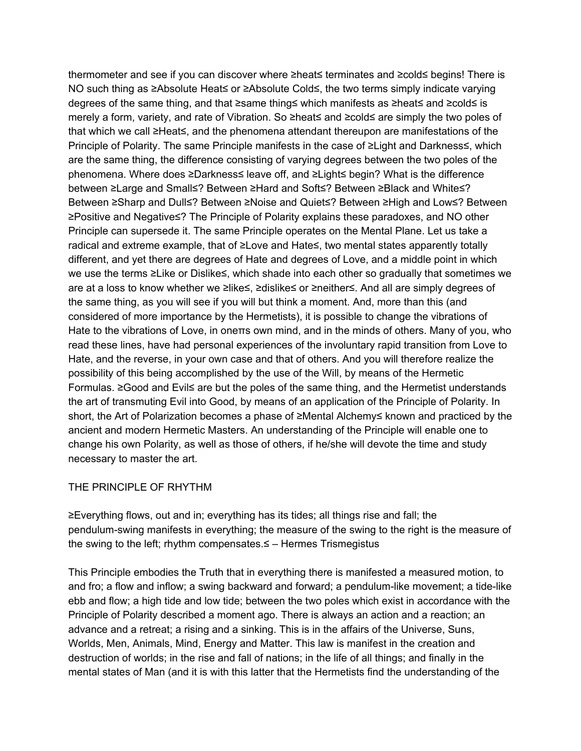thermometer and see if you can discover where ≥heat≤ terminates and ≥cold≤ begins! There is NO such thing as ≥Absolute Heat≤ or ≥Absolute Cold≤, the two terms simply indicate varying degrees of the same thing, and that ≥same thing≤ which manifests as ≥heat≤ and ≥cold≤ is merely a form, variety, and rate of Vibration. So ≥heat≤ and ≥cold≤ are simply the two poles of that which we call ≥Heat≤, and the phenomena attendant thereupon are manifestations of the Principle of Polarity. The same Principle manifests in the case of ≥Light and Darkness≤, which are the same thing, the difference consisting of varying degrees between the two poles of the phenomena. Where does ≥Darkness≤ leave off, and ≥Light≤ begin? What is the difference between ≥Large and Small≤? Between ≥Hard and Soft≤? Between ≥Black and White≤? Between ≥Sharp and Dull≤? Between ≥Noise and Quiet≤? Between ≥High and Low≤? Between ≥Positive and Negative≤? The Principle of Polarity explains these paradoxes, and NO other Principle can supersede it. The same Principle operates on the Mental Plane. Let us take a radical and extreme example, that of ≥Love and Hate≤, two mental states apparently totally different, and yet there are degrees of Hate and degrees of Love, and a middle point in which we use the terms ≥Like or Dislike≤, which shade into each other so gradually that sometimes we are at a loss to know whether we ≥like≤, ≥dislike≤ or ≥neither≤. And all are simply degrees of the same thing, as you will see if you will but think a moment. And, more than this (and considered of more importance by the Hermetists), it is possible to change the vibrations of Hate to the vibrations of Love, in oneπs own mind, and in the minds of others. Many of you, who read these lines, have had personal experiences of the involuntary rapid transition from Love to Hate, and the reverse, in your own case and that of others. And you will therefore realize the possibility of this being accomplished by the use of the Will, by means of the Hermetic Formulas. ≥Good and Evil≤ are but the poles of the same thing, and the Hermetist understands the art of transmuting Evil into Good, by means of an application of the Principle of Polarity. In short, the Art of Polarization becomes a phase of ≥Mental Alchemy≤ known and practiced by the ancient and modern Hermetic Masters. An understanding of the Principle will enable one to change his own Polarity, as well as those of others, if he/she will devote the time and study necessary to master the art.

## THE PRINCIPLE OF RHYTHM

≥Everything flows, out and in; everything has its tides; all things rise and fall; the pendulum-swing manifests in everything; the measure of the swing to the right is the measure of the swing to the left; rhythm compensates.≤ – Hermes Trismegistus

This Principle embodies the Truth that in everything there is manifested a measured motion, to and fro; a flow and inflow; a swing backward and forward; a pendulum-like movement; a tide-like ebb and flow; a high tide and low tide; between the two poles which exist in accordance with the Principle of Polarity described a moment ago. There is always an action and a reaction; an advance and a retreat; a rising and a sinking. This is in the affairs of the Universe, Suns, Worlds, Men, Animals, Mind, Energy and Matter. This law is manifest in the creation and destruction of worlds; in the rise and fall of nations; in the life of all things; and finally in the mental states of Man (and it is with this latter that the Hermetists find the understanding of the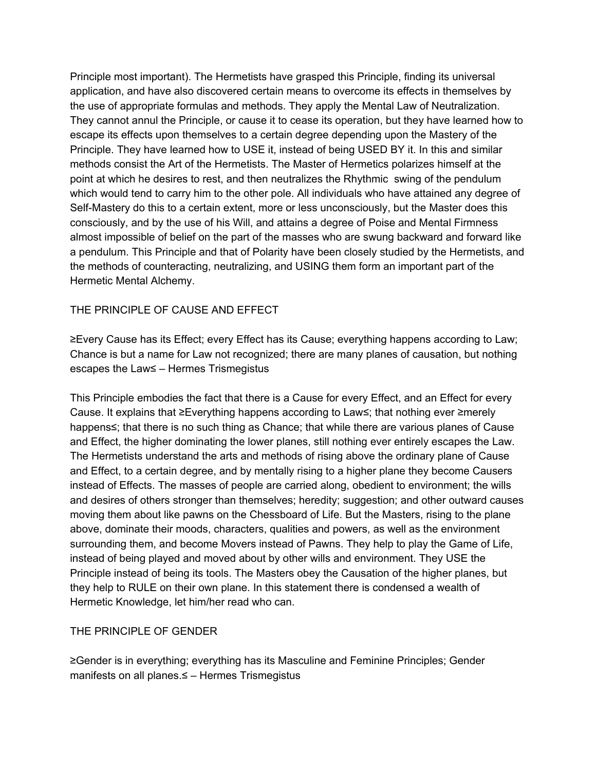Principle most important). The Hermetists have grasped this Principle, finding its universal application, and have also discovered certain means to overcome its effects in themselves by the use of appropriate formulas and methods. They apply the Mental Law of Neutralization. They cannot annul the Principle, or cause it to cease its operation, but they have learned how to escape its effects upon themselves to a certain degree depending upon the Mastery of the Principle. They have learned how to USE it, instead of being USED BY it. In this and similar methods consist the Art of the Hermetists. The Master of Hermetics polarizes himself at the point at which he desires to rest, and then neutralizes the Rhythmic swing of the pendulum which would tend to carry him to the other pole. All individuals who have attained any degree of Self-Mastery do this to a certain extent, more or less unconsciously, but the Master does this consciously, and by the use of his Will, and attains a degree of Poise and Mental Firmness almost impossible of belief on the part of the masses who are swung backward and forward like a pendulum. This Principle and that of Polarity have been closely studied by the Hermetists, and the methods of counteracting, neutralizing, and USING them form an important part of the Hermetic Mental Alchemy.

## THE PRINCIPLE OF CAUSE AND EFFECT

≥Every Cause has its Effect; every Effect has its Cause; everything happens according to Law; Chance is but a name for Law not recognized; there are many planes of causation, but nothing escapes the Law≤ – Hermes Trismegistus

This Principle embodies the fact that there is a Cause for every Effect, and an Effect for every Cause. It explains that ≥Everything happens according to Law≤; that nothing ever ≥merely happens≤; that there is no such thing as Chance; that while there are various planes of Cause and Effect, the higher dominating the lower planes, still nothing ever entirely escapes the Law. The Hermetists understand the arts and methods of rising above the ordinary plane of Cause and Effect, to a certain degree, and by mentally rising to a higher plane they become Causers instead of Effects. The masses of people are carried along, obedient to environment; the wills and desires of others stronger than themselves; heredity; suggestion; and other outward causes moving them about like pawns on the Chessboard of Life. But the Masters, rising to the plane above, dominate their moods, characters, qualities and powers, as well as the environment surrounding them, and become Movers instead of Pawns. They help to play the Game of Life, instead of being played and moved about by other wills and environment. They USE the Principle instead of being its tools. The Masters obey the Causation of the higher planes, but they help to RULE on their own plane. In this statement there is condensed a wealth of Hermetic Knowledge, let him/her read who can.

## THE PRINCIPLE OF GENDER

≥Gender is in everything; everything has its Masculine and Feminine Principles; Gender manifests on all planes.≤ – Hermes Trismegistus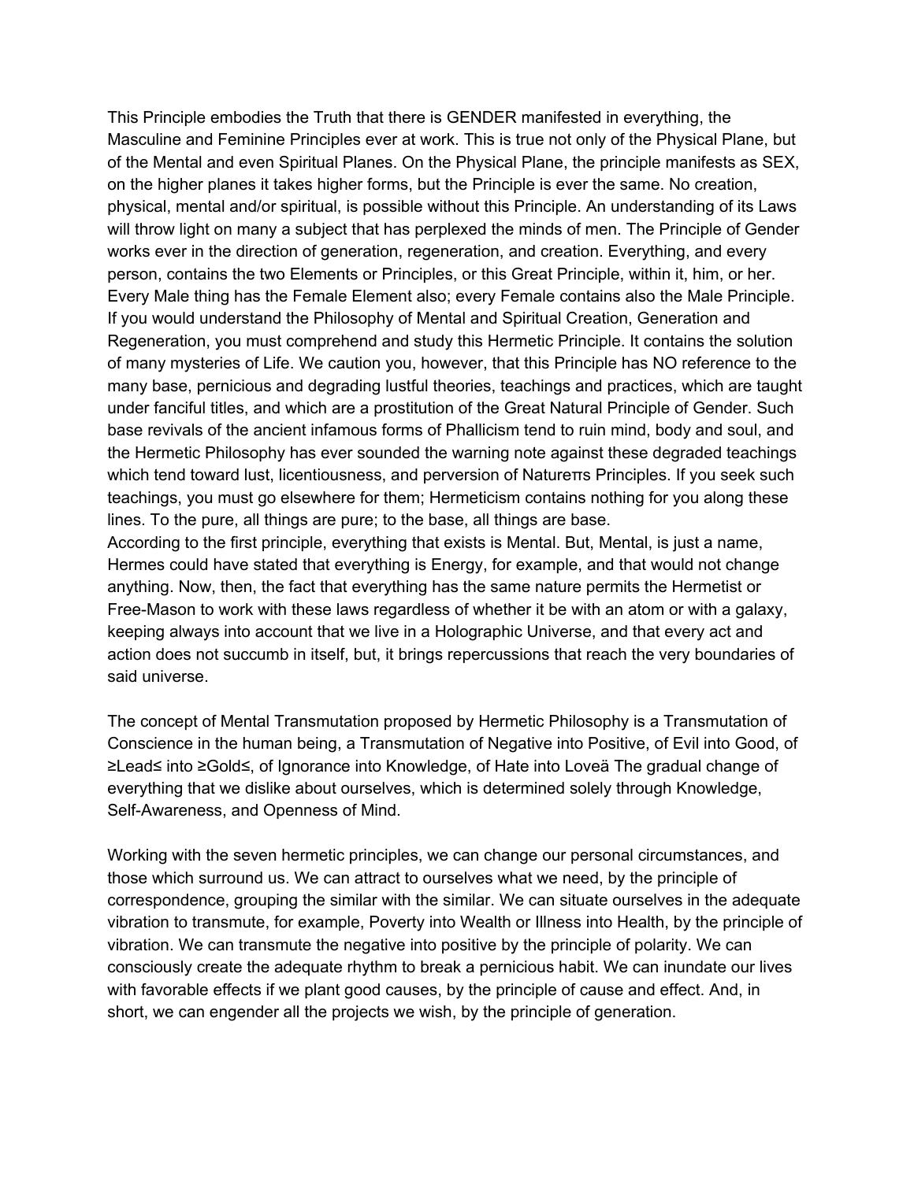This Principle embodies the Truth that there is GENDER manifested in everything, the Masculine and Feminine Principles ever at work. This is true not only of the Physical Plane, but of the Mental and even Spiritual Planes. On the Physical Plane, the principle manifests as SEX, on the higher planes it takes higher forms, but the Principle is ever the same. No creation, physical, mental and/or spiritual, is possible without this Principle. An understanding of its Laws will throw light on many a subject that has perplexed the minds of men. The Principle of Gender works ever in the direction of generation, regeneration, and creation. Everything, and every person, contains the two Elements or Principles, or this Great Principle, within it, him, or her. Every Male thing has the Female Element also; every Female contains also the Male Principle. If you would understand the Philosophy of Mental and Spiritual Creation, Generation and Regeneration, you must comprehend and study this Hermetic Principle. It contains the solution of many mysteries of Life. We caution you, however, that this Principle has NO reference to the many base, pernicious and degrading lustful theories, teachings and practices, which are taught under fanciful titles, and which are a prostitution of the Great Natural Principle of Gender. Such base revivals of the ancient infamous forms of Phallicism tend to ruin mind, body and soul, and the Hermetic Philosophy has ever sounded the warning note against these degraded teachings which tend toward lust, licentiousness, and perversion of Natureπs Principles. If you seek such teachings, you must go elsewhere for them; Hermeticism contains nothing for you along these lines. To the pure, all things are pure; to the base, all things are base.
According to the first principle, everything that exists is Mental. But, Mental, is just a name, Hermes could have stated that everything is Energy, for example, and that would not change anything. Now, then, the fact that everything has the same nature permits the Hermetist or Free-Mason to work with these laws regardless of whether it be with an atom or with a galaxy, keeping always into account that we live in a Holographic Universe, and that every act and action does not succumb in itself, but, it brings repercussions that reach the very boundaries of said universe.

The concept of Mental Transmutation proposed by Hermetic Philosophy is a Transmutation of Conscience in the human being, a Transmutation of Negative into Positive, of Evil into Good, of ≥Lead≤ into ≥Gold≤, of Ignorance into Knowledge, of Hate into Loveä The gradual change of everything that we dislike about ourselves, which is determined solely through Knowledge, Self-Awareness, and Openness of Mind.

Working with the seven hermetic principles, we can change our personal circumstances, and those which surround us. We can attract to ourselves what we need, by the principle of correspondence, grouping the similar with the similar. We can situate ourselves in the adequate vibration to transmute, for example, Poverty into Wealth or Illness into Health, by the principle of vibration. We can transmute the negative into positive by the principle of polarity. We can consciously create the adequate rhythm to break a pernicious habit. We can inundate our lives with favorable effects if we plant good causes, by the principle of cause and effect. And, in short, we can engender all the projects we wish, by the principle of generation.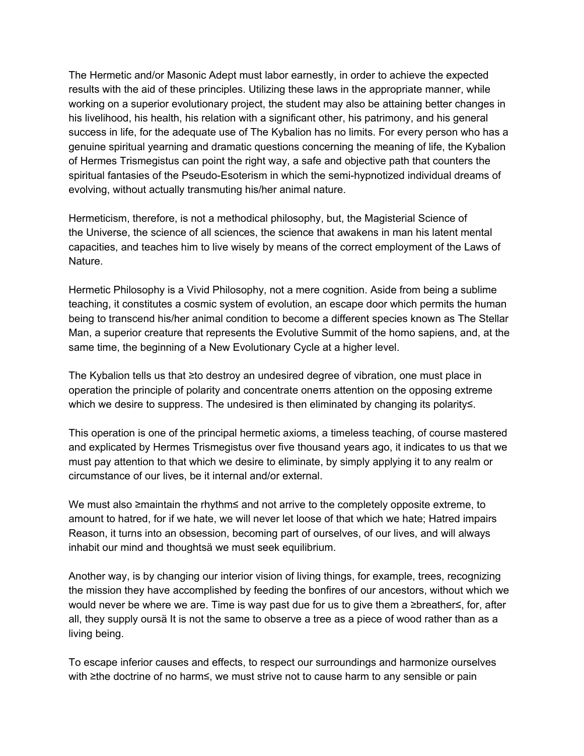The Hermetic and/or Masonic Adept must labor earnestly, in order to achieve the expected results with the aid of these principles. Utilizing these laws in the appropriate manner, while working on a superior evolutionary project, the student may also be attaining better changes in his livelihood, his health, his relation with a significant other, his patrimony, and his general success in life, for the adequate use of The Kybalion has no limits. For every person who has a genuine spiritual yearning and dramatic questions concerning the meaning of life, the Kybalion of Hermes Trismegistus can point the right way, a safe and objective path that counters the spiritual fantasies of the Pseudo-Esoterism in which the semi-hypnotized individual dreams of evolving, without actually transmuting his/her animal nature.

Hermeticism, therefore, is not a methodical philosophy, but, the Magisterial Science of the Universe, the science of all sciences, the science that awakens in man his latent mental capacities, and teaches him to live wisely by means of the correct employment of the Laws of Nature.

Hermetic Philosophy is a Vivid Philosophy, not a mere cognition. Aside from being a sublime teaching, it constitutes a cosmic system of evolution, an escape door which permits the human being to transcend his/her animal condition to become a different species known as The Stellar Man, a superior creature that represents the Evolutive Summit of the homo sapiens, and, at the same time, the beginning of a New Evolutionary Cycle at a higher level.

The Kybalion tells us that ≥to destroy an undesired degree of vibration, one must place in operation the principle of polarity and concentrate oneπs attention on the opposing extreme which we desire to suppress. The undesired is then eliminated by changing its polarity≤.

This operation is one of the principal hermetic axioms, a timeless teaching, of course mastered and explicated by Hermes Trismegistus over five thousand years ago, it indicates to us that we must pay attention to that which we desire to eliminate, by simply applying it to any realm or circumstance of our lives, be it internal and/or external.

We must also ≥maintain the rhythm≤ and not arrive to the completely opposite extreme, to amount to hatred, for if we hate, we will never let loose of that which we hate; Hatred impairs Reason, it turns into an obsession, becoming part of ourselves, of our lives, and will always inhabit our mind and thoughtsä we must seek equilibrium.

Another way, is by changing our interior vision of living things, for example, trees, recognizing the mission they have accomplished by feeding the bonfires of our ancestors, without which we would never be where we are. Time is way past due for us to give them a ≥breather≤, for, after all, they supply oursä It is not the same to observe a tree as a piece of wood rather than as a living being.

To escape inferior causes and effects, to respect our surroundings and harmonize ourselves with ≥the doctrine of no harm≤, we must strive not to cause harm to any sensible or pain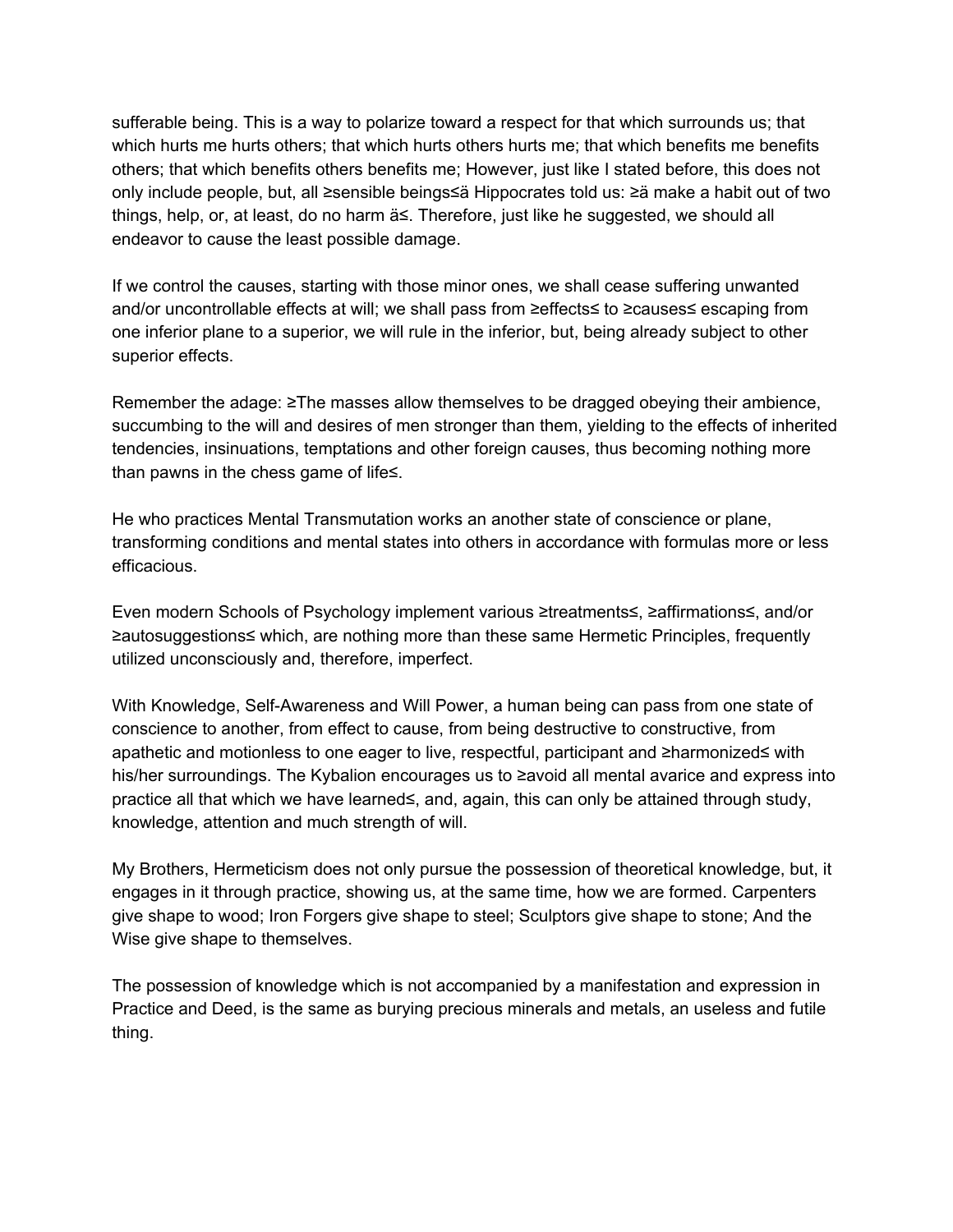sufferable being. This is a way to polarize toward a respect for that which surrounds us; that which hurts me hurts others; that which hurts others hurts me; that which benefits me benefits others; that which benefits others benefits me; However, just like I stated before, this does not only include people, but, all ≥sensible beings≤ä Hippocrates told us: ≥ä make a habit out of two things, help, or, at least, do no harm ä≤. Therefore, just like he suggested, we should all endeavor to cause the least possible damage.

If we control the causes, starting with those minor ones, we shall cease suffering unwanted and/or uncontrollable effects at will; we shall pass from ≥effects≤ to ≥causes≤ escaping from one inferior plane to a superior, we will rule in the inferior, but, being already subject to other superior effects.

Remember the adage: ≥The masses allow themselves to be dragged obeying their ambience, succumbing to the will and desires of men stronger than them, yielding to the effects of inherited tendencies, insinuations, temptations and other foreign causes, thus becoming nothing more than pawns in the chess game of life≤.

He who practices Mental Transmutation works an another state of conscience or plane, transforming conditions and mental states into others in accordance with formulas more or less efficacious.

Even modern Schools of Psychology implement various ≥treatments≤, ≥affirmations≤, and/or ≥autosuggestions≤ which, are nothing more than these same Hermetic Principles, frequently utilized unconsciously and, therefore, imperfect.

With Knowledge, Self-Awareness and Will Power, a human being can pass from one state of conscience to another, from effect to cause, from being destructive to constructive, from apathetic and motionless to one eager to live, respectful, participant and ≥harmonized≤ with his/her surroundings. The Kybalion encourages us to ≥avoid all mental avarice and express into practice all that which we have learned≤, and, again, this can only be attained through study, knowledge, attention and much strength of will.

My Brothers, Hermeticism does not only pursue the possession of theoretical knowledge, but, it engages in it through practice, showing us, at the same time, how we are formed. Carpenters give shape to wood; Iron Forgers give shape to steel; Sculptors give shape to stone; And the Wise give shape to themselves.

The possession of knowledge which is not accompanied by a manifestation and expression in Practice and Deed, is the same as burying precious minerals and metals, an useless and futile thing.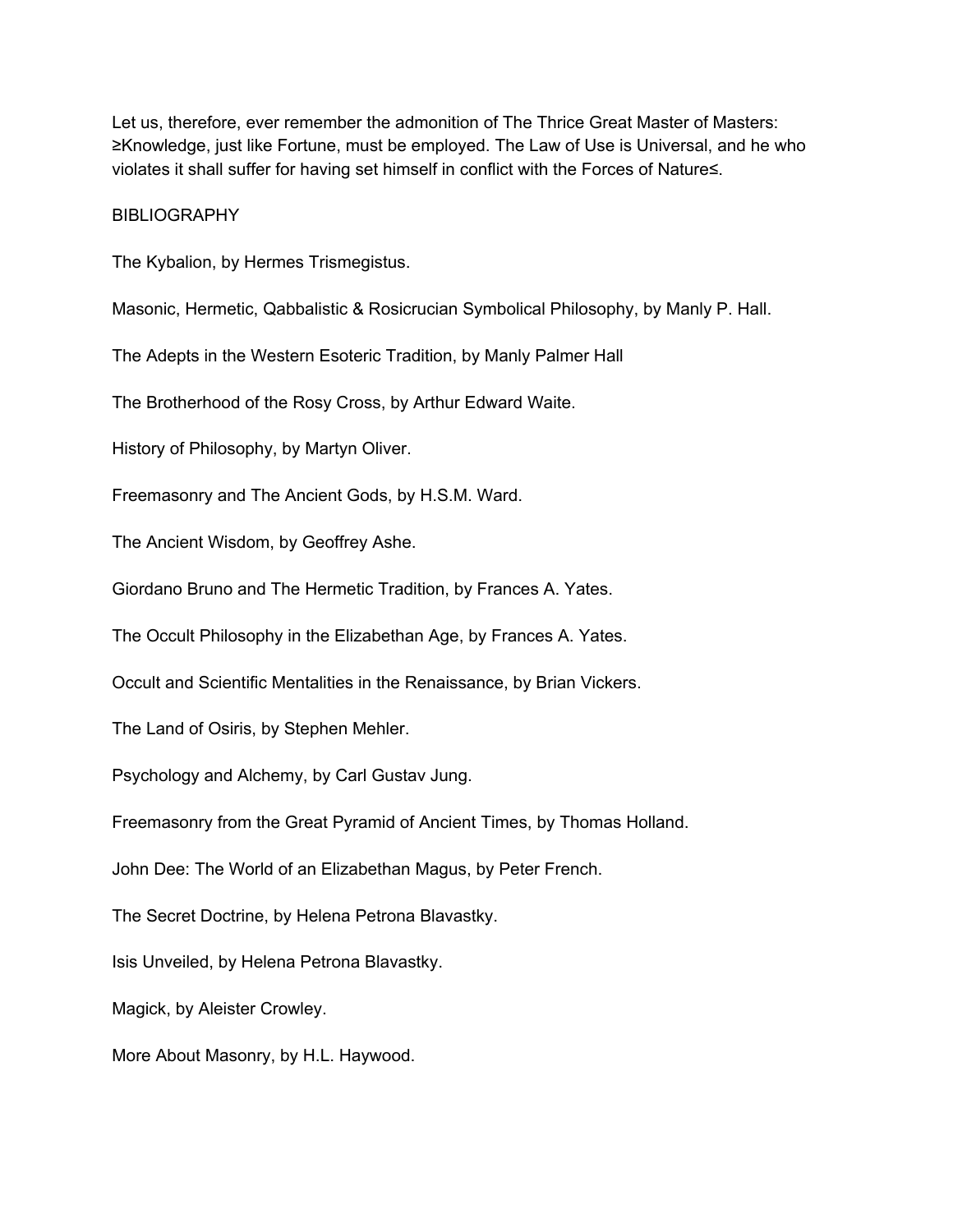Let us, therefore, ever remember the admonition of The Thrice Great Master of Masters: ≥Knowledge, just like Fortune, must be employed. The Law of Use is Universal, and he who violates it shall suffer for having set himself in conflict with the Forces of Nature≤.

## BIBLIOGRAPHY

The Kybalion, by Hermes Trismegistus.

Masonic, Hermetic, Qabbalistic & Rosicrucian Symbolical Philosophy, by Manly P. Hall.

The Adepts in the Western Esoteric Tradition, by Manly Palmer Hall

The Brotherhood of the Rosy Cross, by Arthur Edward Waite.

History of Philosophy, by Martyn Oliver.

Freemasonry and The Ancient Gods, by H.S.M. Ward.

The Ancient Wisdom, by Geoffrey Ashe.

Giordano Bruno and The Hermetic Tradition, by Frances A. Yates.

The Occult Philosophy in the Elizabethan Age, by Frances A. Yates.

Occult and Scientific Mentalities in the Renaissance, by Brian Vickers.

The Land of Osiris, by Stephen Mehler.

Psychology and Alchemy, by Carl Gustav Jung.

Freemasonry from the Great Pyramid of Ancient Times, by Thomas Holland.

John Dee: The World of an Elizabethan Magus, by Peter French.

The Secret Doctrine, by Helena Petrona Blavastky.

Isis Unveiled, by Helena Petrona Blavastky.

Magick, by Aleister Crowley.

More About Masonry, by H.L. Haywood.